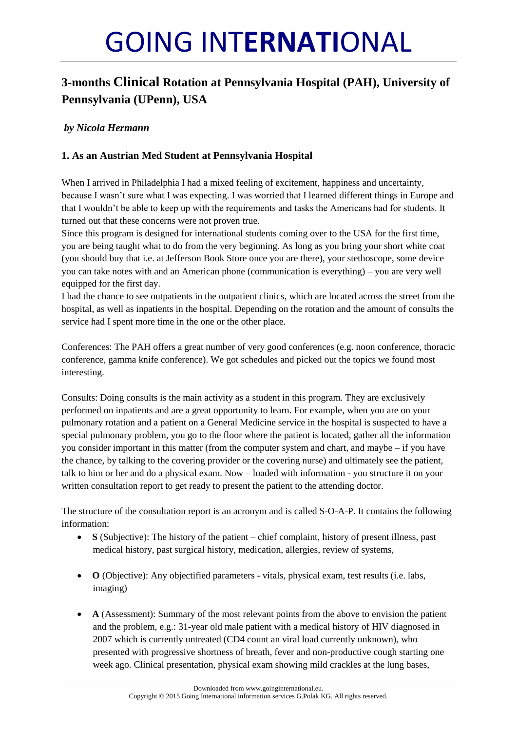# GOING INTERNATIONAL

## 3-months Clinical Rotation at Pennsylvania Hospital (PAH), University of Pennsylvania (UPenn), USA

*by Nicola Hermann*

### 1. As an Austrian Med Student at Pennsylvania Hospital

When I arrived in Philadelphia I had a mixed feeling of excitement, happiness and uncertainty, because I wasn't sure what I was expecting. I was worried that I learned different things in Europe and that I wouldn't be able to keep up with the requirements and tasks the Americans had for students. It turned out that these concerns were not proven true.

Since this program is designed for international students coming over to the USA for the first time, you are being taught what to do from the very beginning. As long as you bring your short white coat (you should buy that i.e. at Jefferson Book Store once you are there), your stethoscope, some device you can take notes with and an American phone (communication is everything) – you are very well equipped for the first day.

I had the chance to see outpatients in the outpatient clinics, which are located across the street from the hospital, as well as inpatients in the hospital. Depending on the rotation and the amount of consults the service had I spent more time in the one or the other place.

Conferences: The PAH offers a great number of very good conferences (e.g. noon conference, thoracic conference, gamma knife conference). We got schedules and picked out the topics we found most interesting.

Consults: Doing consults is the main activity as a student in this program. They are exclusively performed on inpatients and are a great opportunity to learn. For example, when you are on your pulmonary rotation and a patient on a General Medicine service in the hospital is suspected to have a special pulmonary problem, you go to the floor where the patient is located, gather all the information you consider important in this matter (from the computer system and chart, and maybe – if you have the chance, by talking to the covering provider or the covering nurse) and ultimately see the patient, talk to him or her and do a physical exam. Now – loaded with information - you structure it on your written consultation report to get ready to present the patient to the attending doctor.

The structure of the consultation report is an acronym and is called S-O-A-P. It contains the following information:

- **S** (Subjective): The history of the patient – chief complaint, history of present illness, past medical history, past surgical history, medication, allergies, review of systems,
- **O** (Objective): Any objectified parameters - vitals, physical exam, test results (i.e. labs, imaging)
- **A** (Assessment): Summary of the most relevant points from the above to envision the patient and the problem, e.g.: 31-year old male patient with a medical history of HIV diagnosed in 2007 which is currently untreated (CD4 count an viral load currently unknown), who presented with progressive shortness of breath, fever and non-productive cough starting one week ago. Clinical presentation, physical exam showing mild crackles at the lung bases,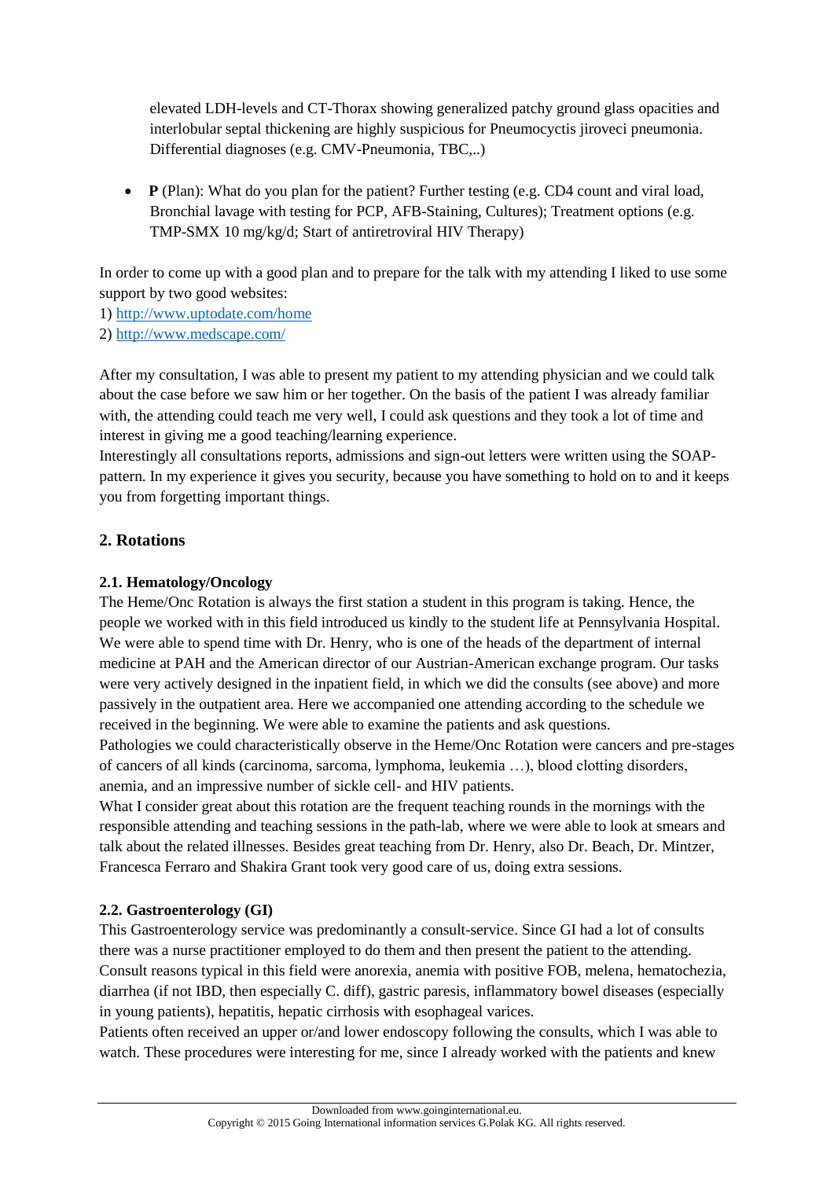elevated LDH-levels and CT-Thorax showing generalized patchy ground glass opacities and interlobular septal thickening are highly suspicious for Pneumocystis jiroveci pneumonia. Differential diagnoses (e.g. CMV-Pneumonia, TBC,..)

- **P** (Plan): What do you plan for the patient? Further testing (e.g. CD4 count and viral load, Bronchial lavage with testing for PCP, AFB-Staining, Cultures); Treatment options (e.g. TMP-SMX 10 mg/kg/d; Start of antiretroviral HIV Therapy)

In order to come up with a good plan and to prepare for the talk with my attending I liked to use some support by two good websites:
1) [http://www.uptodate.com/home](http://www.uptodate.com/home)
2) [http://www.medscape.com/](http://www.medscape.com/)

After my consultation, I was able to present my patient to my attending physician and we could talk about the case before we saw him or her together. On the basis of the patient I was already familiar with, the attending could teach me very well, I could ask questions and they took a lot of time and interest in giving me a good teaching/learning experience.
Interestingly all consultations reports, admissions and sign-out letters were written using the SOAP-pattern. In my experience it gives you security, because you have something to hold on to and it keeps you from forgetting important things.

## 2. Rotations

### 2.1. Hematology/Oncology

The Heme/Onc Rotation is always the first station a student in this program is taking. Hence, the people we worked with in this field introduced us kindly to the student life at Pennsylvania Hospital. We were able to spend time with Dr. Henry, who is one of the heads of the department of internal medicine at PAH and the American director of our Austrian-American exchange program. Our tasks were very actively designed in the inpatient field, in which we did the consults (see above) and more passively in the outpatient area. Here we accompanied one attending according to the schedule we received in the beginning. We were able to examine the patients and ask questions.
Pathologies we could characteristically observe in the Heme/Onc Rotation were cancers and pre-stages of cancers of all kinds (carcinoma, sarcoma, lymphoma, leukemia …), blood clotting disorders, anemia, and an impressive number of sickle cell- and HIV patients.
What I consider great about this rotation are the frequent teaching rounds in the mornings with the responsible attending and teaching sessions in the path-lab, where we were able to look at smears and talk about the related illnesses. Besides great teaching from Dr. Henry, also Dr. Beach, Dr. Mintzer, Francesca Ferraro and Shakira Grant took very good care of us, doing extra sessions.

### 2.2. Gastroenterology (GI)

This Gastroenterology service was predominantly a consult-service. Since GI had a lot of consults there was a nurse practitioner employed to do them and then present the patient to the attending. Consult reasons typical in this field were anorexia, anemia with positive FOB, melena, hematochezia, diarrhea (if not IBD, then especially C. diff), gastric paresis, inflammatory bowel diseases (especially in young patients), hepatitis, hepatic cirrhosis with esophageal varices.
Patients often received an upper or/and lower endoscopy following the consults, which I was able to watch. These procedures were interesting for me, since I already worked with the patients and knew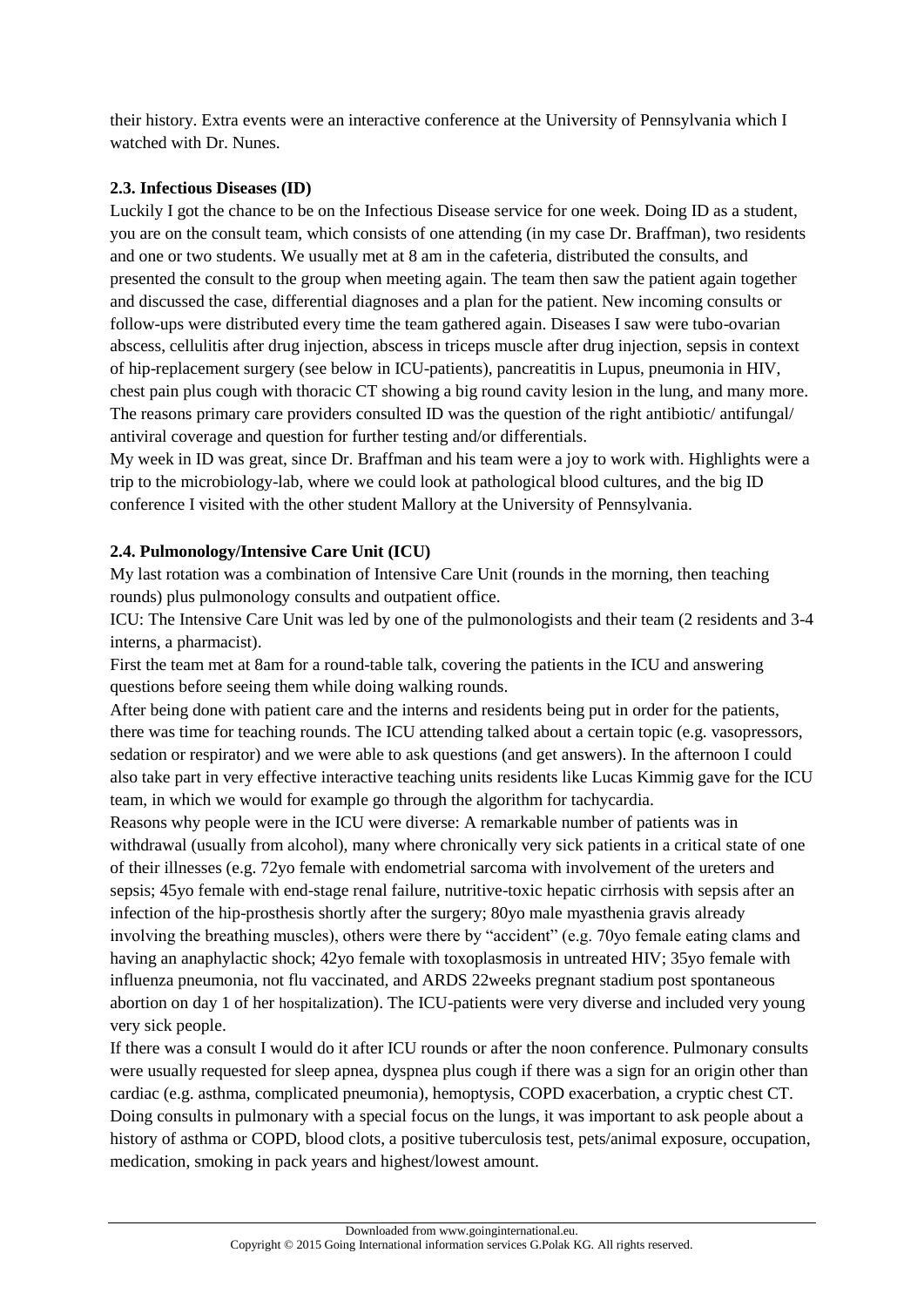their history. Extra events were an interactive conference at the University of Pennsylvania which I watched with Dr. Nunes.

### 2.3. Infectious Diseases (ID)

Luckily I got the chance to be on the Infectious Disease service for one week. Doing ID as a student, you are on the consult team, which consists of one attending (in my case Dr. Braffman), two residents and one or two students. We usually met at 8 am in the cafeteria, distributed the consults, and presented the consult to the group when meeting again. The team then saw the patient again together and discussed the case, differential diagnoses and a plan for the patient. New incoming consults or follow-ups were distributed every time the team gathered again. Diseases I saw were tubo-ovarian abscess, cellulitis after drug injection, abscess in triceps muscle after drug injection, sepsis in context of hip-replacement surgery (see below in ICU-patients), pancreatitis in Lupus, pneumonia in HIV, chest pain plus cough with thoracic CT showing a big round cavity lesion in the lung, and many more. The reasons primary care providers consulted ID was the question of the right antibiotic/ antifungal/ antiviral coverage and question for further testing and/or differentials.

My week in ID was great, since Dr. Braffman and his team were a joy to work with. Highlights were a trip to the microbiology-lab, where we could look at pathological blood cultures, and the big ID conference I visited with the other student Mallory at the University of Pennsylvania.

### 2.4. Pulmonology/Intensive Care Unit (ICU)

My last rotation was a combination of Intensive Care Unit (rounds in the morning, then teaching rounds) plus pulmonology consults and outpatient office.

ICU: The Intensive Care Unit was led by one of the pulmonologists and their team (2 residents and 3-4 interns, a pharmacist).

First the team met at 8am for a round-table talk, covering the patients in the ICU and answering questions before seeing them while doing walking rounds.

After being done with patient care and the interns and residents being put in order for the patients, there was time for teaching rounds. The ICU attending talked about a certain topic (e.g. vasopressors, sedation or respirator) and we were able to ask questions (and get answers). In the afternoon I could also take part in very effective interactive teaching units residents like Lucas Kimmig gave for the ICU team, in which we would for example go through the algorithm for tachycardia.

Reasons why people were in the ICU were diverse: A remarkable number of patients was in withdrawal (usually from alcohol), many where chronically very sick patients in a critical state of one of their illnesses (e.g. 72yo female with endometrial sarcoma with involvement of the ureters and sepsis; 45yo female with end-stage renal failure, nutritive-toxic hepatic cirrhosis with sepsis after an infection of the hip-prosthesis shortly after the surgery; 80yo male myasthenia gravis already involving the breathing muscles), others were there by "accident" (e.g. 70yo female eating clams and having an anaphylactic shock; 42yo female with toxoplasmosis in untreated HIV; 35yo female with influenza pneumonia, not flu vaccinated, and ARDS 22weeks pregnant stadium post spontaneous abortion on day 1 of her hospitalization). The ICU-patients were very diverse and included very young very sick people.

If there was a consult I would do it after ICU rounds or after the noon conference. Pulmonary consults were usually requested for sleep apnea, dyspnea plus cough if there was a sign for an origin other than cardiac (e.g. asthma, complicated pneumonia), hemoptysis, COPD exacerbation, a cryptic chest CT. Doing consults in pulmonary with a special focus on the lungs, it was important to ask people about a history of asthma or COPD, blood clots, a positive tuberculosis test, pets/animal exposure, occupation, medication, smoking in pack years and highest/lowest amount.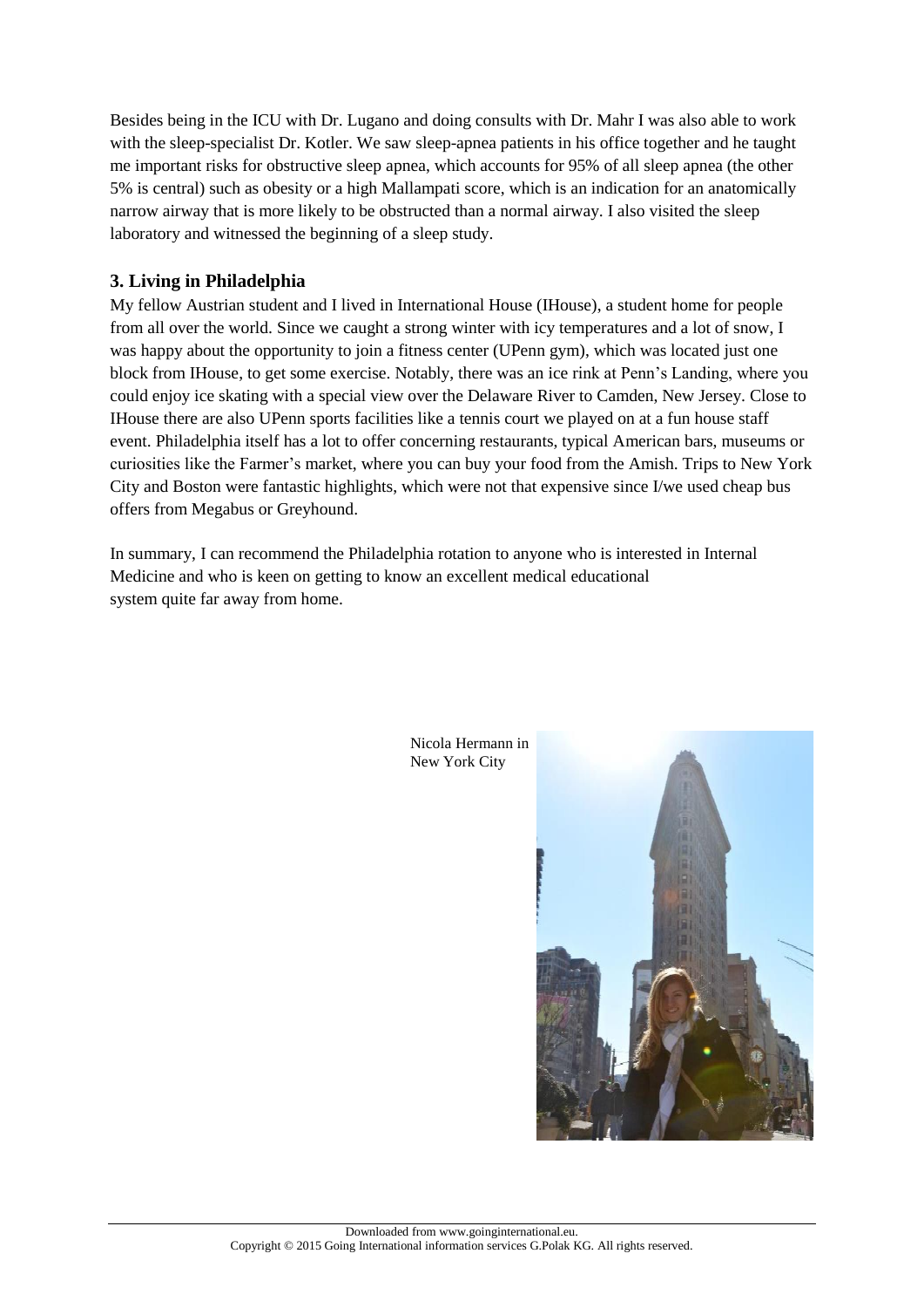Besides being in the ICU with Dr. Lugano and doing consults with Dr. Mahr I was also able to work with the sleep-specialist Dr. Kotler. We saw sleep-apnea patients in his office together and he taught me important risks for obstructive sleep apnea, which accounts for 95% of all sleep apnea (the other 5% is central) such as obesity or a high Mallampati score, which is an indication for an anatomically narrow airway that is more likely to be obstructed than a normal airway. I also visited the sleep laboratory and witnessed the beginning of a sleep study.

## 3. Living in Philadelphia

My fellow Austrian student and I lived in International House (IHouse), a student home for people from all over the world. Since we caught a strong winter with icy temperatures and a lot of snow, I was happy about the opportunity to join a fitness center (UPenn gym), which was located just one block from IHouse, to get some exercise. Notably, there was an ice rink at Penn's Landing, where you could enjoy ice skating with a special view over the Delaware River to Camden, New Jersey. Close to IHouse there are also UPenn sports facilities like a tennis court we played on at a fun house staff event. Philadelphia itself has a lot to offer concerning restaurants, typical American bars, museums or curiosities like the Farmer's market, where you can buy your food from the Amish. Trips to New York City and Boston were fantastic highlights, which were not that expensive since I/we used cheap bus offers from Megabus or Greyhound.

In summary, I can recommend the Philadelphia rotation to anyone who is interested in Internal Medicine and who is keen on getting to know an excellent medical educational system quite far away from home.

Nicola Hermann in New York City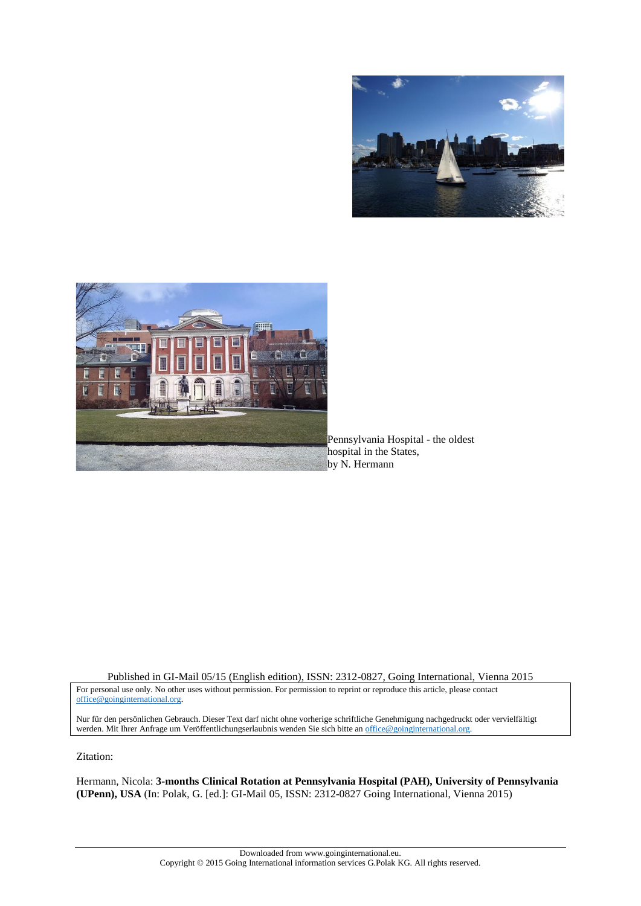Pennsylvania Hospital - the oldest hospital in the States, by N. Hermann

Published in GI-Mail 05/15 (English edition), ISSN: 2312-0827, Going International, Vienna 2015

For personal use only. No other uses without permission. For permission to reprint or reproduce this article, please contact office@goinginternational.org.

Nur für den persönlichen Gebrauch. Dieser Text darf nicht ohne vorherige schriftliche Genehmigung nachgedruckt oder vervielfältigt werden. Mit Ihrer Anfrage um Veröffentlichungserlaubnis wenden Sie sich bitte an office@goinginternational.org.

Zitation:

Hermann, Nicola: **3-months Clinical Rotation at Pennsylvania Hospital (PAH), University of Pennsylvania (UPenn), USA** (In: Polak, G. [ed.]: GI-Mail 05, ISSN: 2312-0827 Going International, Vienna 2015)

Downloaded from www.goinginternational.eu.
Copyright © 2015 Going International information services G.Polak KG. All rights reserved.